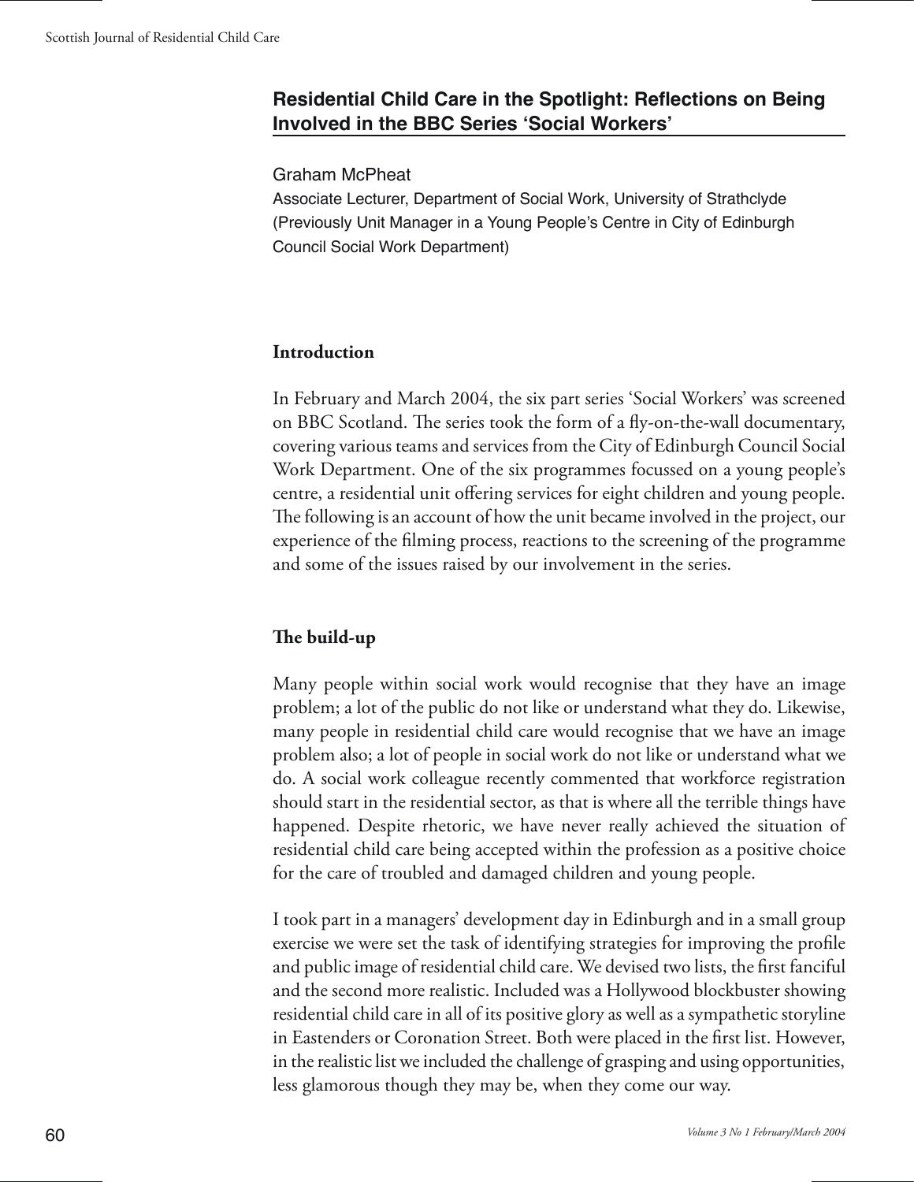# Residential Child Care in the Spotlight: Reflections on Being Involved in the BBC Series 'Social Workers'

Graham McPheat

Associate Lecturer, Department of Social Work, University of Strathclyde
(Previously Unit Manager in a Young People's Centre in City of Edinburgh Council Social Work Department)

## Introduction

In February and March 2004, the six part series 'Social Workers' was screened on BBC Scotland. The series took the form of a fly-on-the-wall documentary, covering various teams and services from the City of Edinburgh Council Social Work Department. One of the six programmes focussed on a young people's centre, a residential unit offering services for eight children and young people. The following is an account of how the unit became involved in the project, our experience of the filming process, reactions to the screening of the programme and some of the issues raised by our involvement in the series.

## The build-up

Many people within social work would recognise that they have an image problem; a lot of the public do not like or understand what they do. Likewise, many people in residential child care would recognise that we have an image problem also; a lot of people in social work do not like or understand what we do. A social work colleague recently commented that workforce registration should start in the residential sector, as that is where all the terrible things have happened. Despite rhetoric, we have never really achieved the situation of residential child care being accepted within the profession as a positive choice for the care of troubled and damaged children and young people.

I took part in a managers' development day in Edinburgh and in a small group exercise we were set the task of identifying strategies for improving the profile and public image of residential child care. We devised two lists, the first fanciful and the second more realistic. Included was a Hollywood blockbuster showing residential child care in all of its positive glory as well as a sympathetic storyline in Eastenders or Coronation Street. Both were placed in the first list. However, in the realistic list we included the challenge of grasping and using opportunities, less glamorous though they may be, when they come our way.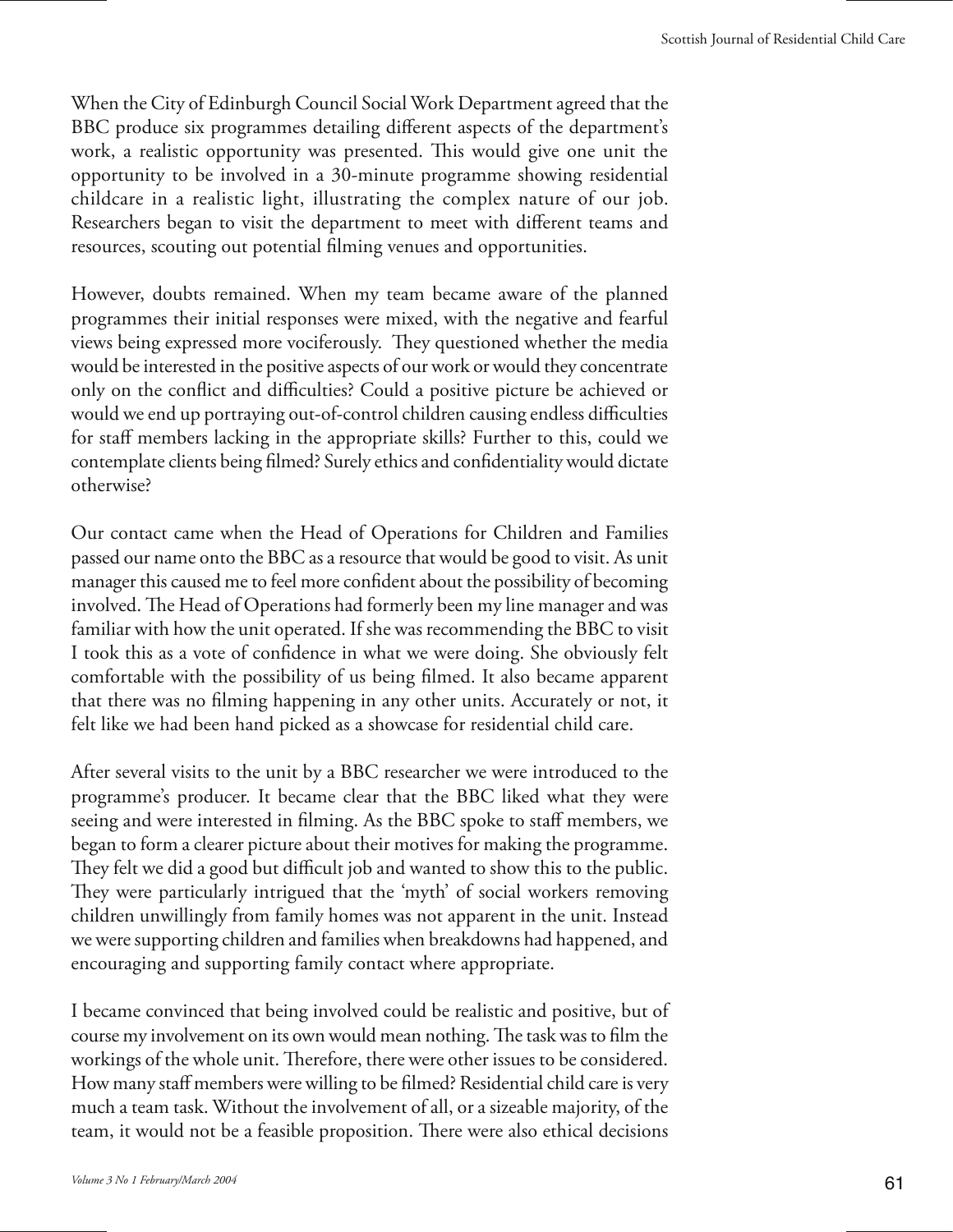When the City of Edinburgh Council Social Work Department agreed that the BBC produce six programmes detailing different aspects of the department's work, a realistic opportunity was presented. This would give one unit the opportunity to be involved in a 30-minute programme showing residential childcare in a realistic light, illustrating the complex nature of our job. Researchers began to visit the department to meet with different teams and resources, scouting out potential filming venues and opportunities.

However, doubts remained. When my team became aware of the planned programmes their initial responses were mixed, with the negative and fearful views being expressed more vociferously. They questioned whether the media would be interested in the positive aspects of our work or would they concentrate only on the conflict and difficulties? Could a positive picture be achieved or would we end up portraying out-of-control children causing endless difficulties for staff members lacking in the appropriate skills? Further to this, could we contemplate clients being filmed? Surely ethics and confidentiality would dictate otherwise?

Our contact came when the Head of Operations for Children and Families passed our name onto the BBC as a resource that would be good to visit. As unit manager this caused me to feel more confident about the possibility of becoming involved. The Head of Operations had formerly been my line manager and was familiar with how the unit operated. If she was recommending the BBC to visit I took this as a vote of confidence in what we were doing. She obviously felt comfortable with the possibility of us being filmed. It also became apparent that there was no filming happening in any other units. Accurately or not, it felt like we had been hand picked as a showcase for residential child care.

After several visits to the unit by a BBC researcher we were introduced to the programme's producer. It became clear that the BBC liked what they were seeing and were interested in filming. As the BBC spoke to staff members, we began to form a clearer picture about their motives for making the programme. They felt we did a good but difficult job and wanted to show this to the public. They were particularly intrigued that the 'myth' of social workers removing children unwillingly from family homes was not apparent in the unit. Instead we were supporting children and families when breakdowns had happened, and encouraging and supporting family contact where appropriate.

I became convinced that being involved could be realistic and positive, but of course my involvement on its own would mean nothing. The task was to film the workings of the whole unit. Therefore, there were other issues to be considered. How many staff members were willing to be filmed? Residential child care is very much a team task. Without the involvement of all, or a sizeable majority, of the team, it would not be a feasible proposition. There were also ethical decisions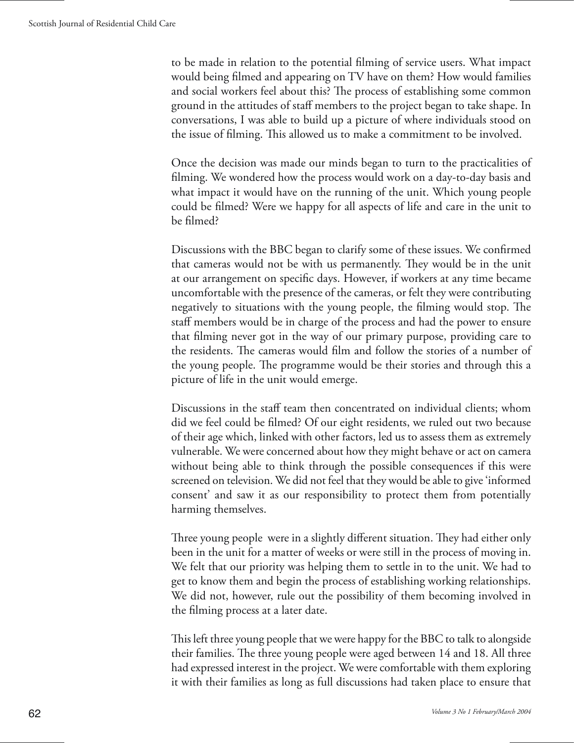to be made in relation to the potential filming of service users. What impact would being filmed and appearing on TV have on them? How would families and social workers feel about this? The process of establishing some common ground in the attitudes of staff members to the project began to take shape. In conversations, I was able to build up a picture of where individuals stood on the issue of filming. This allowed us to make a commitment to be involved.

Once the decision was made our minds began to turn to the practicalities of filming. We wondered how the process would work on a day-to-day basis and what impact it would have on the running of the unit. Which young people could be filmed? Were we happy for all aspects of life and care in the unit to be filmed?

Discussions with the BBC began to clarify some of these issues. We confirmed that cameras would not be with us permanently. They would be in the unit at our arrangement on specific days. However, if workers at any time became uncomfortable with the presence of the cameras, or felt they were contributing negatively to situations with the young people, the filming would stop. The staff members would be in charge of the process and had the power to ensure that filming never got in the way of our primary purpose, providing care to the residents. The cameras would film and follow the stories of a number of the young people. The programme would be their stories and through this a picture of life in the unit would emerge.

Discussions in the staff team then concentrated on individual clients; whom did we feel could be filmed? Of our eight residents, we ruled out two because of their age which, linked with other factors, led us to assess them as extremely vulnerable. We were concerned about how they might behave or act on camera without being able to think through the possible consequences if this were screened on television. We did not feel that they would be able to give 'informed consent' and saw it as our responsibility to protect them from potentially harming themselves.

Three young people were in a slightly different situation. They had either only been in the unit for a matter of weeks or were still in the process of moving in. We felt that our priority was helping them to settle in to the unit. We had to get to know them and begin the process of establishing working relationships. We did not, however, rule out the possibility of them becoming involved in the filming process at a later date.

This left three young people that we were happy for the BBC to talk to alongside their families. The three young people were aged between 14 and 18. All three had expressed interest in the project. We were comfortable with them exploring it with their families as long as full discussions had taken place to ensure that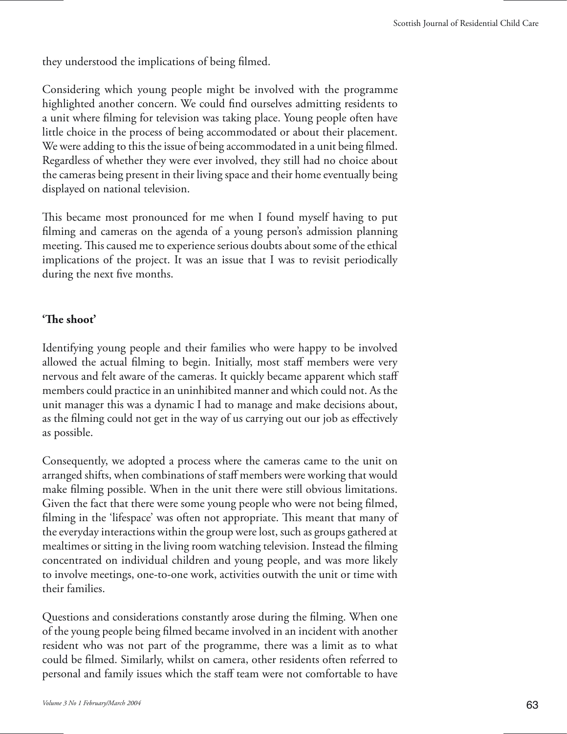they understood the implications of being filmed.

Considering which young people might be involved with the programme highlighted another concern. We could find ourselves admitting residents to a unit where filming for television was taking place. Young people often have little choice in the process of being accommodated or about their placement. We were adding to this the issue of being accommodated in a unit being filmed. Regardless of whether they were ever involved, they still had no choice about the cameras being present in their living space and their home eventually being displayed on national television.

This became most pronounced for me when I found myself having to put filming and cameras on the agenda of a young person's admission planning meeting. This caused me to experience serious doubts about some of the ethical implications of the project. It was an issue that I was to revisit periodically during the next five months.

### 'The shoot'

Identifying young people and their families who were happy to be involved allowed the actual filming to begin. Initially, most staff members were very nervous and felt aware of the cameras. It quickly became apparent which staff members could practice in an uninhibited manner and which could not. As the unit manager this was a dynamic I had to manage and make decisions about, as the filming could not get in the way of us carrying out our job as effectively as possible.

Consequently, we adopted a process where the cameras came to the unit on arranged shifts, when combinations of staff members were working that would make filming possible. When in the unit there were still obvious limitations. Given the fact that there were some young people who were not being filmed, filming in the 'lifespace' was often not appropriate. This meant that many of the everyday interactions within the group were lost, such as groups gathered at mealtimes or sitting in the living room watching television. Instead the filming concentrated on individual children and young people, and was more likely to involve meetings, one-to-one work, activities outwith the unit or time with their families.

Questions and considerations constantly arose during the filming. When one of the young people being filmed became involved in an incident with another resident who was not part of the programme, there was a limit as to what could be filmed. Similarly, whilst on camera, other residents often referred to personal and family issues which the staff team were not comfortable to have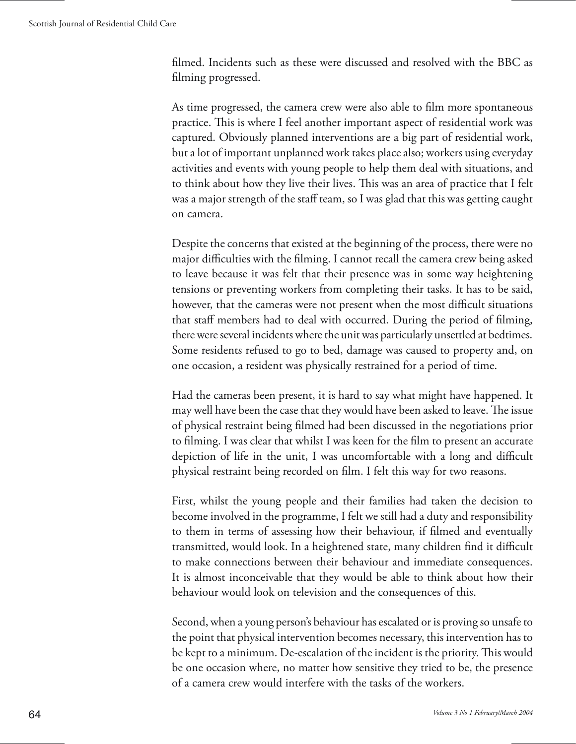filmed. Incidents such as these were discussed and resolved with the BBC as filming progressed.

As time progressed, the camera crew were also able to film more spontaneous practice. This is where I feel another important aspect of residential work was captured. Obviously planned interventions are a big part of residential work, but a lot of important unplanned work takes place also; workers using everyday activities and events with young people to help them deal with situations, and to think about how they live their lives. This was an area of practice that I felt was a major strength of the staff team, so I was glad that this was getting caught on camera.

Despite the concerns that existed at the beginning of the process, there were no major difficulties with the filming. I cannot recall the camera crew being asked to leave because it was felt that their presence was in some way heightening tensions or preventing workers from completing their tasks. It has to be said, however, that the cameras were not present when the most difficult situations that staff members had to deal with occurred. During the period of filming, there were several incidents where the unit was particularly unsettled at bedtimes. Some residents refused to go to bed, damage was caused to property and, on one occasion, a resident was physically restrained for a period of time.

Had the cameras been present, it is hard to say what might have happened. It may well have been the case that they would have been asked to leave. The issue of physical restraint being filmed had been discussed in the negotiations prior to filming. I was clear that whilst I was keen for the film to present an accurate depiction of life in the unit, I was uncomfortable with a long and difficult physical restraint being recorded on film. I felt this way for two reasons.

First, whilst the young people and their families had taken the decision to become involved in the programme, I felt we still had a duty and responsibility to them in terms of assessing how their behaviour, if filmed and eventually transmitted, would look. In a heightened state, many children find it difficult to make connections between their behaviour and immediate consequences. It is almost inconceivable that they would be able to think about how their behaviour would look on television and the consequences of this.

Second, when a young person's behaviour has escalated or is proving so unsafe to the point that physical intervention becomes necessary, this intervention has to be kept to a minimum. De-escalation of the incident is the priority. This would be one occasion where, no matter how sensitive they tried to be, the presence of a camera crew would interfere with the tasks of the workers.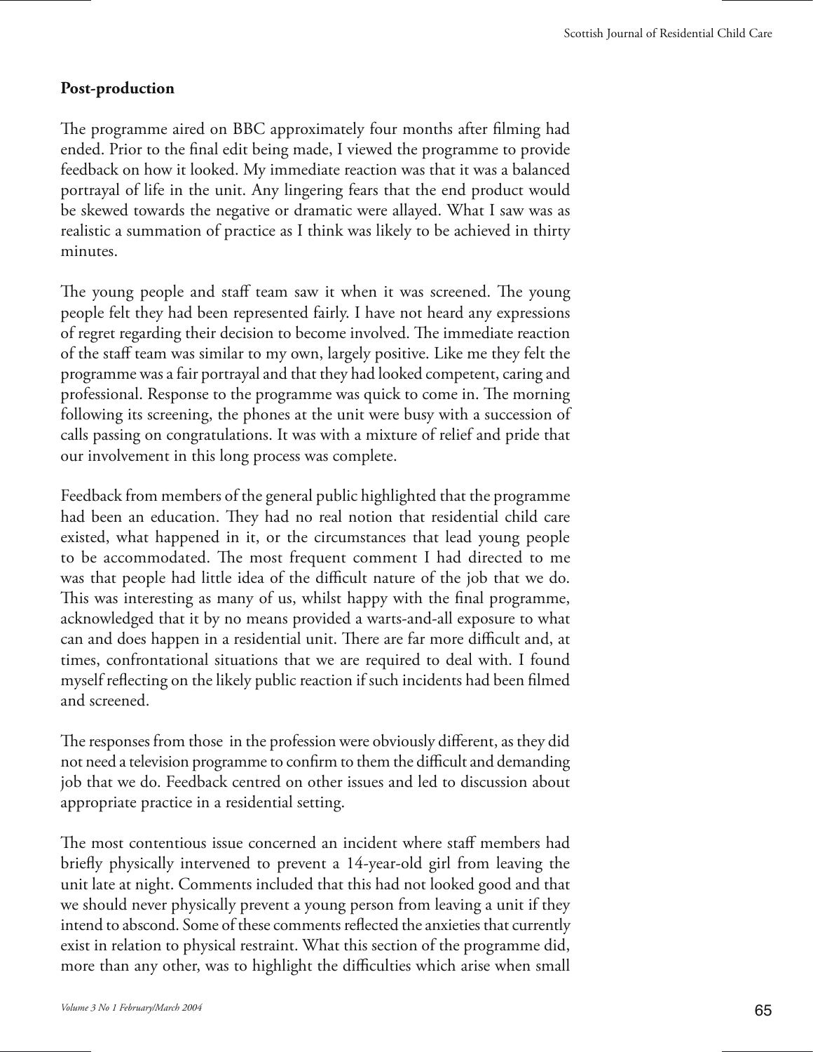**Post-production**

The programme aired on BBC approximately four months after filming had ended. Prior to the final edit being made, I viewed the programme to provide feedback on how it looked. My immediate reaction was that it was a balanced portrayal of life in the unit. Any lingering fears that the end product would be skewed towards the negative or dramatic were allayed. What I saw was as realistic a summation of practice as I think was likely to be achieved in thirty minutes.

The young people and staff team saw it when it was screened. The young people felt they had been represented fairly. I have not heard any expressions of regret regarding their decision to become involved. The immediate reaction of the staff team was similar to my own, largely positive. Like me they felt the programme was a fair portrayal and that they had looked competent, caring and professional. Response to the programme was quick to come in. The morning following its screening, the phones at the unit were busy with a succession of calls passing on congratulations. It was with a mixture of relief and pride that our involvement in this long process was complete.

Feedback from members of the general public highlighted that the programme had been an education. They had no real notion that residential child care existed, what happened in it, or the circumstances that lead young people to be accommodated. The most frequent comment I had directed to me was that people had little idea of the difficult nature of the job that we do. This was interesting as many of us, whilst happy with the final programme, acknowledged that it by no means provided a warts-and-all exposure to what can and does happen in a residential unit. There are far more difficult and, at times, confrontational situations that we are required to deal with. I found myself reflecting on the likely public reaction if such incidents had been filmed and screened.

The responses from those in the profession were obviously different, as they did not need a television programme to confirm to them the difficult and demanding job that we do. Feedback centred on other issues and led to discussion about appropriate practice in a residential setting.

The most contentious issue concerned an incident where staff members had briefly physically intervened to prevent a 14-year-old girl from leaving the unit late at night. Comments included that this had not looked good and that we should never physically prevent a young person from leaving a unit if they intend to abscond. Some of these comments reflected the anxieties that currently exist in relation to physical restraint. What this section of the programme did, more than any other, was to highlight the difficulties which arise when small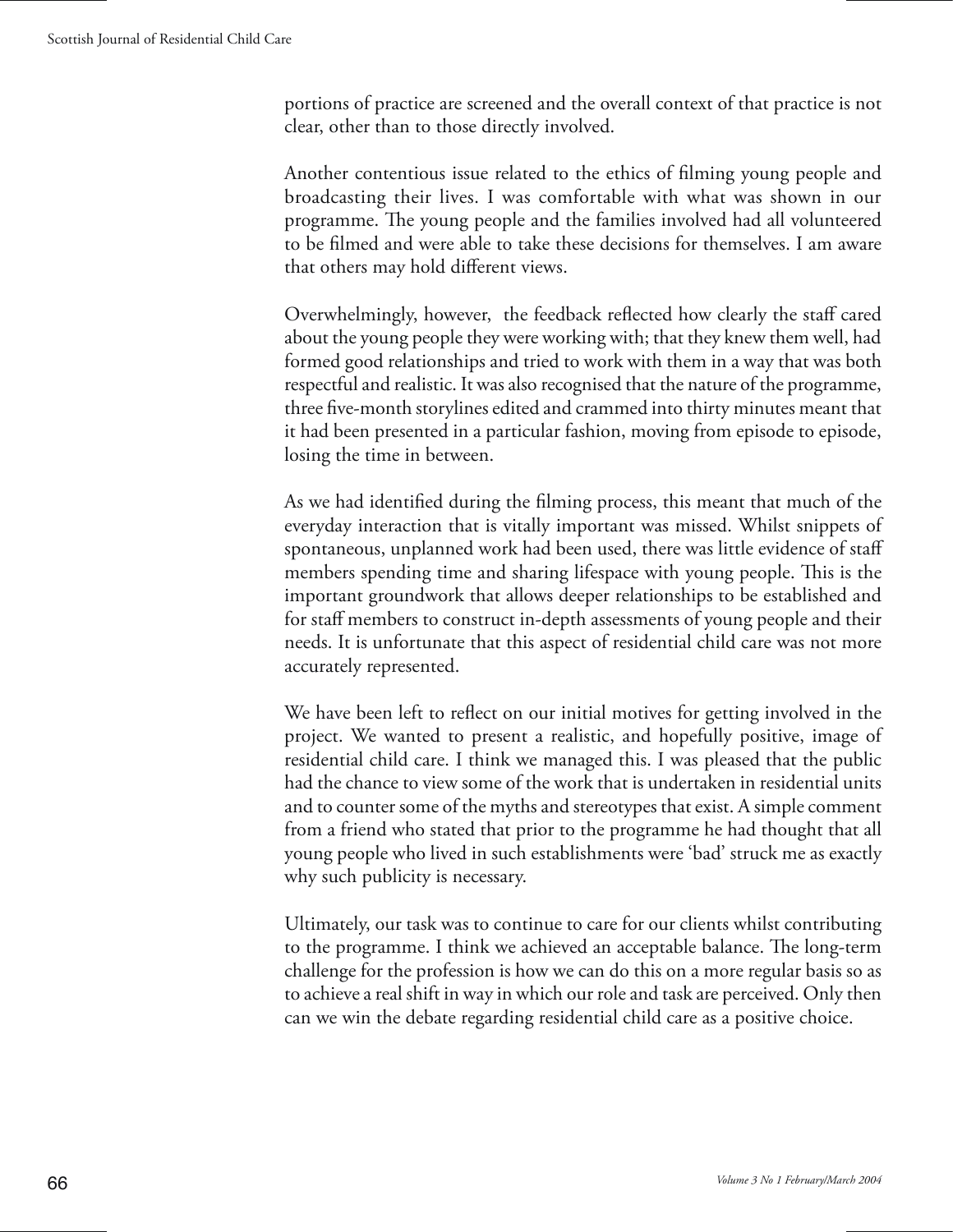portions of practice are screened and the overall context of that practice is not clear, other than to those directly involved.

Another contentious issue related to the ethics of filming young people and broadcasting their lives. I was comfortable with what was shown in our programme. The young people and the families involved had all volunteered to be filmed and were able to take these decisions for themselves. I am aware that others may hold different views.

Overwhelmingly, however, the feedback reflected how clearly the staff cared about the young people they were working with; that they knew them well, had formed good relationships and tried to work with them in a way that was both respectful and realistic. It was also recognised that the nature of the programme, three five-month storylines edited and crammed into thirty minutes meant that it had been presented in a particular fashion, moving from episode to episode, losing the time in between.

As we had identified during the filming process, this meant that much of the everyday interaction that is vitally important was missed. Whilst snippets of spontaneous, unplanned work had been used, there was little evidence of staff members spending time and sharing lifespace with young people. This is the important groundwork that allows deeper relationships to be established and for staff members to construct in-depth assessments of young people and their needs. It is unfortunate that this aspect of residential child care was not more accurately represented.

We have been left to reflect on our initial motives for getting involved in the project. We wanted to present a realistic, and hopefully positive, image of residential child care. I think we managed this. I was pleased that the public had the chance to view some of the work that is undertaken in residential units and to counter some of the myths and stereotypes that exist. A simple comment from a friend who stated that prior to the programme he had thought that all young people who lived in such establishments were 'bad' struck me as exactly why such publicity is necessary.

Ultimately, our task was to continue to care for our clients whilst contributing to the programme. I think we achieved an acceptable balance. The long-term challenge for the profession is how we can do this on a more regular basis so as to achieve a real shift in way in which our role and task are perceived. Only then can we win the debate regarding residential child care as a positive choice.